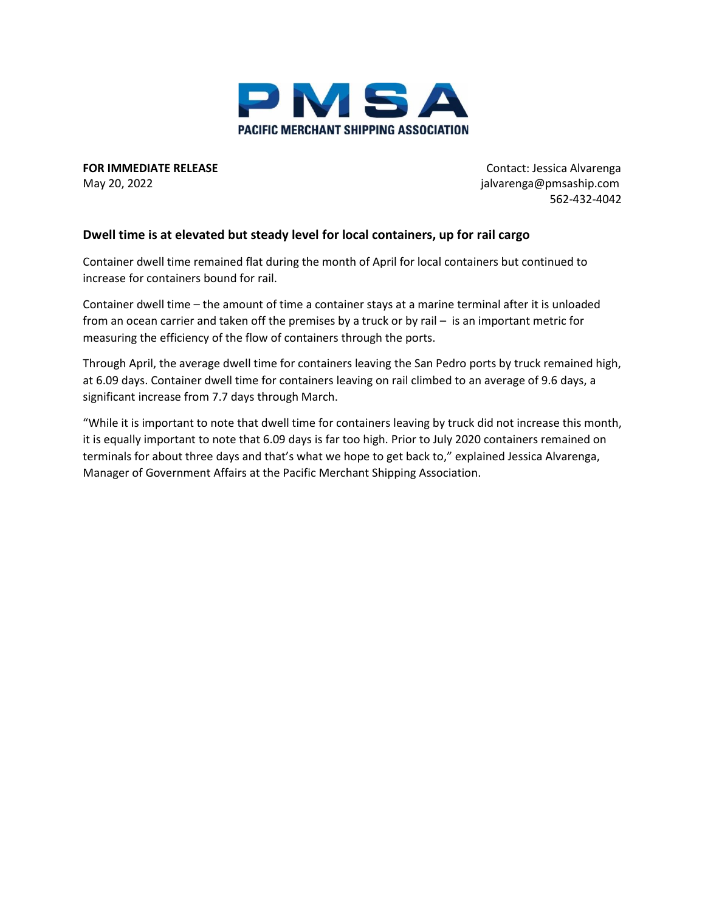PMSA

PACIFIC MERCHANT SHIPPING ASSOCIATION

**FOR IMMEDIATE RELEASE**
May 20, 2022

Contact: Jessica Alvarenga
jalvarenga@pmsaship.com
562-432-4042

## Dwell time is at elevated but steady level for local containers, up for rail cargo

Container dwell time remained flat during the month of April for local containers but continued to increase for containers bound for rail.

Container dwell time – the amount of time a container stays at a marine terminal after it is unloaded from an ocean carrier and taken off the premises by a truck or by rail – is an important metric for measuring the efficiency of the flow of containers through the ports.

Through April, the average dwell time for containers leaving the San Pedro ports by truck remained high, at 6.09 days. Container dwell time for containers leaving on rail climbed to an average of 9.6 days, a significant increase from 7.7 days through March.

"While it is important to note that dwell time for containers leaving by truck did not increase this month, it is equally important to note that 6.09 days is far too high. Prior to July 2020 containers remained on terminals for about three days and that's what we hope to get back to," explained Jessica Alvarenga, Manager of Government Affairs at the Pacific Merchant Shipping Association.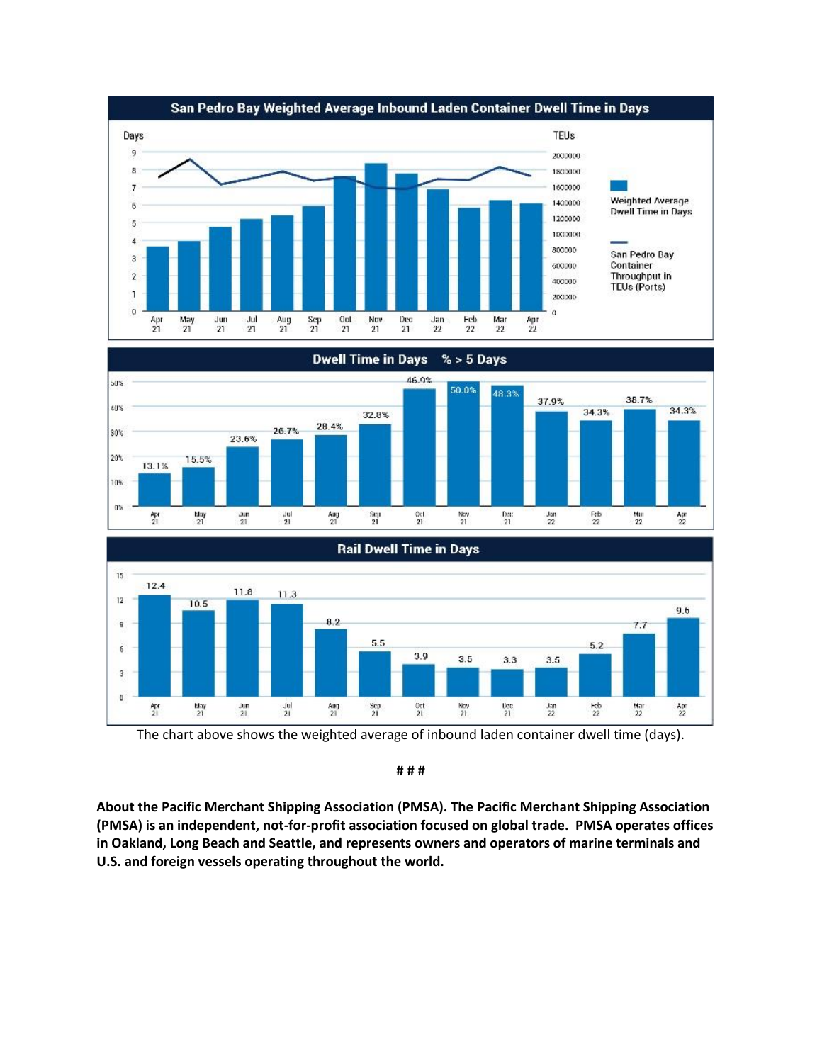San Pedro Bay Weighted Average Inbound Laden Container Dwell Time in Days

Days

9
8
7
6
5
4
3
2
1
0

TEUs

2000000
1800000
1600000
1400000
1200000
1000000
800000
600000
400000
200000
0

Apr 21 May 21 Jun 21 Jul 21 Aug 21 Sep 21 Oct 21 Nov 21 Dec 21 Jan 22 Feb 22 Mar 22 Apr 22

Weighted Average Dwell Time in Days

San Pedro Bay Container Throughput in TEUs (Ports)

Dwell Time in Days % > 5 Days

50%
40%
30%
20%
10%
0%

13.1% 15.5% 23.6% 26.7% 28.4% 32.8% 46.9% 50.0% 48.3% 37.9% 34.3% 38.7% 34.3%

Apr 21 May 21 Jun 21 Jul 21 Aug 21 Sep 21 Oct 21 Nov 21 Dec 21 Jan 22 Feb 22 Mar 22 Apr 22

Rail Dwell Time in Days

15
12
9
6
3
0

12.4 10.5 11.8 11.3 8.2 5.5 3.9 3.5 3.3 3.5 5.2 7.7 9.6

Apr 21 May 21 Jun 21 Jul 21 Aug 21 Sep 21 Oct 21 Nov 21 Dec 21 Jan 22 Feb 22 Mar 22 Apr 22

The chart above shows the weighted average of inbound laden container dwell time (days).

# # #

**About the Pacific Merchant Shipping Association (PMSA). The Pacific Merchant Shipping Association (PMSA) is an independent, not-for-profit association focused on global trade. PMSA operates offices in Oakland, Long Beach and Seattle, and represents owners and operators of marine terminals and U.S. and foreign vessels operating throughout the world.**